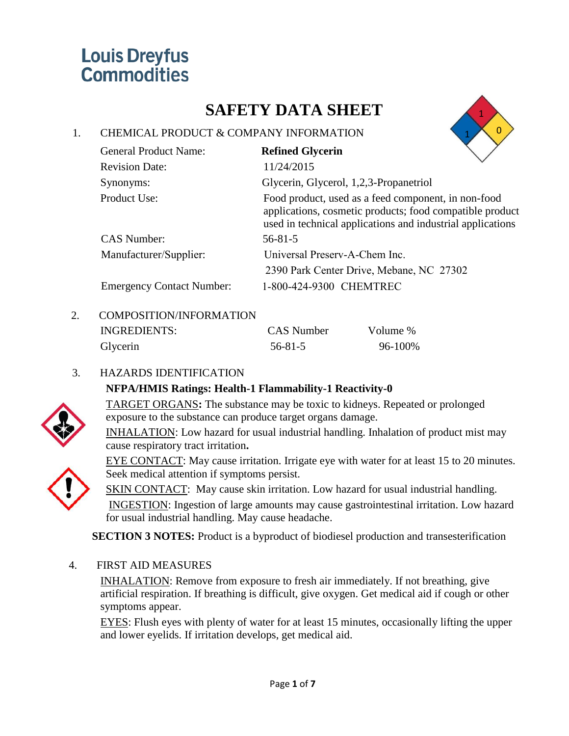Louis Dreyfus Commodities

# SAFETY DATA SHEET

## 1. CHEMICAL PRODUCT & COMPANY INFORMATION

| | |
|---|---|
| General Product Name: | **Refined Glycerin** |
| Revision Date: | 11/24/2015 |
| Synonyms: | Glycerin, Glycerol, 1,2,3-Propanetriol |
| Product Use: | Food product, used as a feed component, in non-food applications, cosmetic products; food compatible product used in technical applications and industrial applications |
| CAS Number: | 56-81-5 |
| Manufacturer/Supplier: | Universal Preserv-A-Chem Inc.<br>2390 Park Center Drive, Mebane, NC 27302 |
| Emergency Contact Number: | 1-800-424-9300 CHEMTREC |

## 2. COMPOSITION/INFORMATION

| INGREDIENTS: | CAS Number | Volume % |
|---|---|---|
| Glycerin | 56-81-5 | 96-100% |

## 3. HAZARDS IDENTIFICATION

**NFPA/HMIS Ratings: Health-1 Flammability-1 Reactivity-0**

TARGET ORGANS**:** The substance may be toxic to kidneys. Repeated or prolonged exposure to the substance can produce target organs damage.

INHALATION: Low hazard for usual industrial handling. Inhalation of product mist may cause respiratory tract irritation**.**

EYE CONTACT: May cause irritation. Irrigate eye with water for at least 15 to 20 minutes. Seek medical attention if symptoms persist.

SKIN CONTACT: May cause skin irritation. Low hazard for usual industrial handling.

INGESTION: Ingestion of large amounts may cause gastrointestinal irritation. Low hazard for usual industrial handling. May cause headache.

**SECTION 3 NOTES:** Product is a byproduct of biodiesel production and transesterification

## 4. FIRST AID MEASURES

INHALATION: Remove from exposure to fresh air immediately. If not breathing, give artificial respiration. If breathing is difficult, give oxygen. Get medical aid if cough or other symptoms appear.

EYES: Flush eyes with plenty of water for at least 15 minutes, occasionally lifting the upper and lower eyelids. If irritation develops, get medical aid.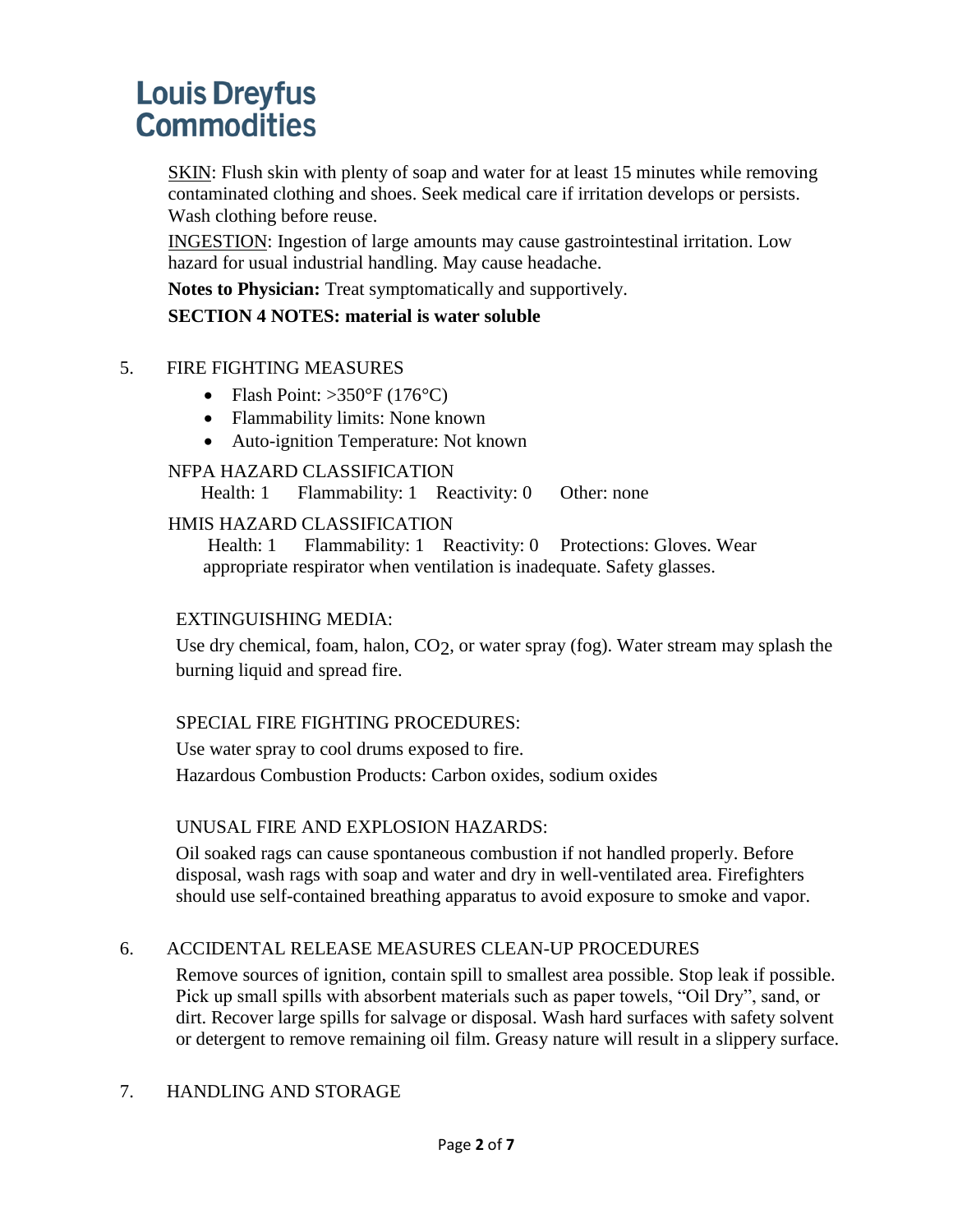Louis Dreyfus Commodities

SKIN: Flush skin with plenty of soap and water for at least 15 minutes while removing contaminated clothing and shoes. Seek medical care if irritation develops or persists. Wash clothing before reuse.

INGESTION: Ingestion of large amounts may cause gastrointestinal irritation. Low hazard for usual industrial handling. May cause headache.

**Notes to Physician:** Treat symptomatically and supportively.

**SECTION 4 NOTES: material is water soluble**

## 5. FIRE FIGHTING MEASURES

- Flash Point: >350°F (176°C)
- Flammability limits: None known
- Auto-ignition Temperature: Not known

NFPA HAZARD CLASSIFICATION

Health: 1 Flammability: 1 Reactivity: 0 Other: none

HMIS HAZARD CLASSIFICATION

Health: 1 Flammability: 1 Reactivity: 0 Protections: Gloves. Wear appropriate respirator when ventilation is inadequate. Safety glasses.

EXTINGUISHING MEDIA:

Use dry chemical, foam, halon, $CO_2$, or water spray (fog). Water stream may splash the burning liquid and spread fire.

SPECIAL FIRE FIGHTING PROCEDURES:

Use water spray to cool drums exposed to fire.

Hazardous Combustion Products: Carbon oxides, sodium oxides

UNUSAL FIRE AND EXPLOSION HAZARDS:

Oil soaked rags can cause spontaneous combustion if not handled properly. Before disposal, wash rags with soap and water and dry in well-ventilated area. Firefighters should use self-contained breathing apparatus to avoid exposure to smoke and vapor.

## 6. ACCIDENTAL RELEASE MEASURES CLEAN-UP PROCEDURES

Remove sources of ignition, contain spill to smallest area possible. Stop leak if possible. Pick up small spills with absorbent materials such as paper towels, "Oil Dry", sand, or dirt. Recover large spills for salvage or disposal. Wash hard surfaces with safety solvent or detergent to remove remaining oil film. Greasy nature will result in a slippery surface.

## 7. HANDLING AND STORAGE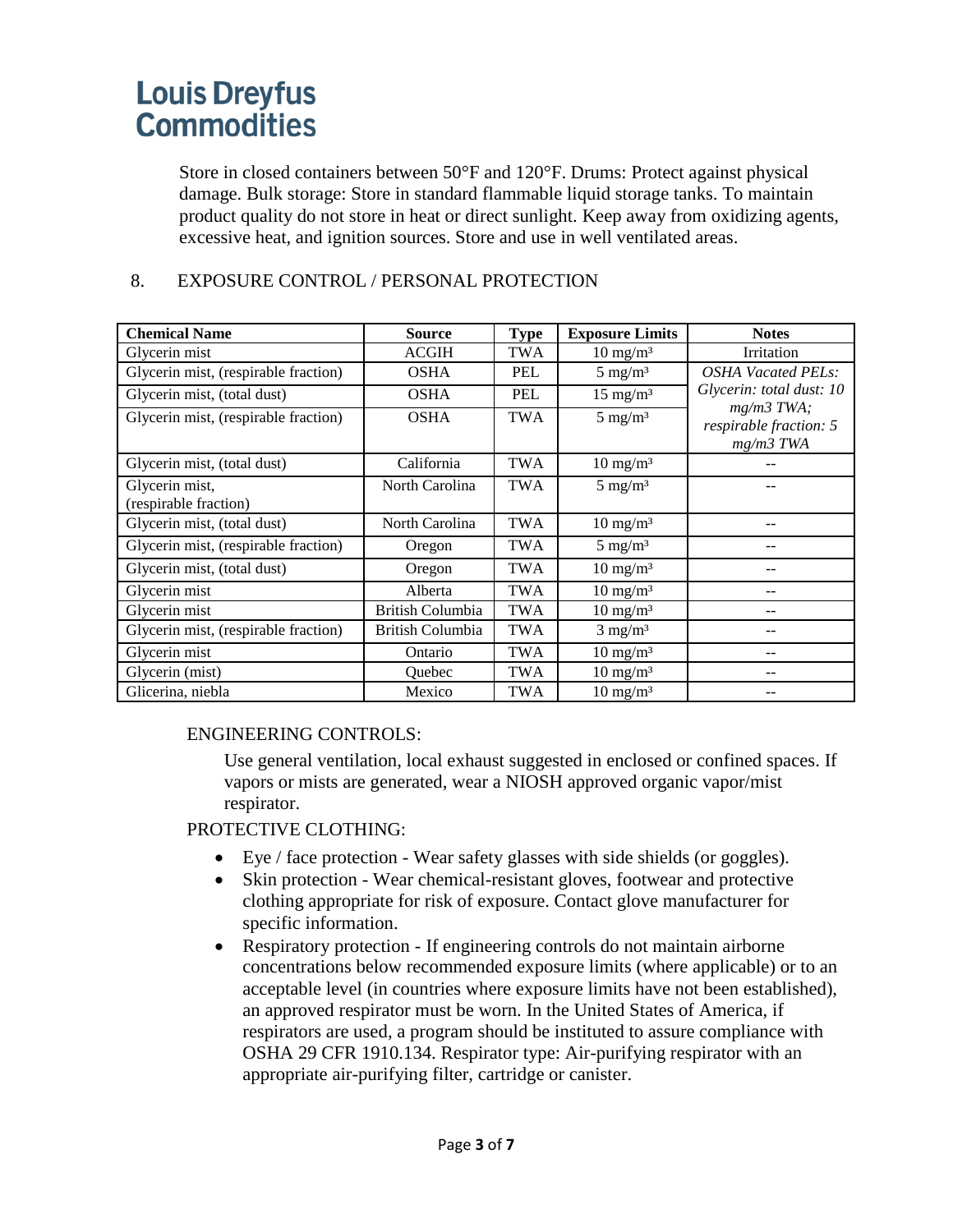Store in closed containers between 50°F and 120°F. Drums: Protect against physical damage. Bulk storage: Store in standard flammable liquid storage tanks. To maintain product quality do not store in heat or direct sunlight. Keep away from oxidizing agents, excessive heat, and ignition sources. Store and use in well ventilated areas.

## 8. EXPOSURE CONTROL / PERSONAL PROTECTION

| Chemical Name | Source | Type | Exposure Limits | Notes |
|---|---|---|---|---|
| Glycerin mist | ACGIH | TWA | 10 mg/m³ | Irritation |
| Glycerin mist, (respirable fraction) | OSHA | PEL | 5 mg/m³ | *OSHA Vacated PELs: Glycerin: total dust: 10 mg/m3 TWA; respirable fraction: 5 mg/m3 TWA* |
| Glycerin mist, (total dust) | OSHA | PEL | 15 mg/m³ | |
| Glycerin mist, (respirable fraction) | OSHA | TWA | 5 mg/m³ | |
| Glycerin mist, (total dust) | California | TWA | 10 mg/m³ | -- |
| Glycerin mist, (respirable fraction) | North Carolina | TWA | 5 mg/m³ | -- |
| Glycerin mist, (total dust) | North Carolina | TWA | 10 mg/m³ | -- |
| Glycerin mist, (respirable fraction) | Oregon | TWA | 5 mg/m³ | -- |
| Glycerin mist, (total dust) | Oregon | TWA | 10 mg/m³ | -- |
| Glycerin mist | Alberta | TWA | 10 mg/m³ | -- |
| Glycerin mist | British Columbia | TWA | 10 mg/m³ | -- |
| Glycerin mist, (respirable fraction) | British Columbia | TWA | 3 mg/m³ | -- |
| Glycerin mist | Ontario | TWA | 10 mg/m³ | -- |
| Glycerin (mist) | Quebec | TWA | 10 mg/m³ | -- |
| Glicerina, niebla | Mexico | TWA | 10 mg/m³ | -- |

ENGINEERING CONTROLS:

Use general ventilation, local exhaust suggested in enclosed or confined spaces. If vapors or mists are generated, wear a NIOSH approved organic vapor/mist respirator.

PROTECTIVE CLOTHING:

- Eye / face protection - Wear safety glasses with side shields (or goggles).
- Skin protection - Wear chemical-resistant gloves, footwear and protective clothing appropriate for risk of exposure. Contact glove manufacturer for specific information.
- Respiratory protection - If engineering controls do not maintain airborne concentrations below recommended exposure limits (where applicable) or to an acceptable level (in countries where exposure limits have not been established), an approved respirator must be worn. In the United States of America, if respirators are used, a program should be instituted to assure compliance with OSHA 29 CFR 1910.134. Respirator type: Air-purifying respirator with an appropriate air-purifying filter, cartridge or canister.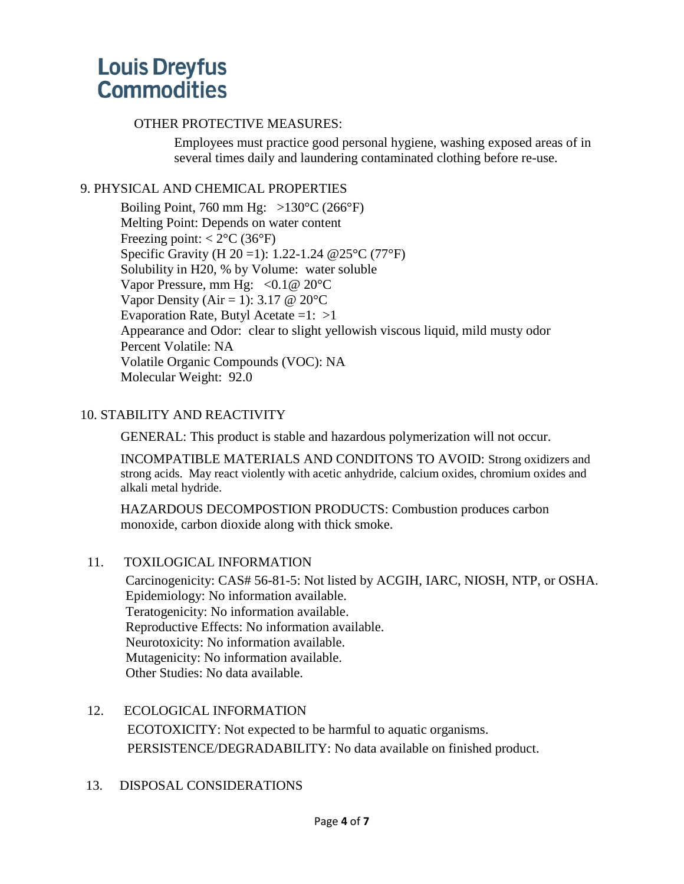OTHER PROTECTIVE MEASURES:

Employees must practice good personal hygiene, washing exposed areas of in several times daily and laundering contaminated clothing before re-use.

## 9. PHYSICAL AND CHEMICAL PROPERTIES

Boiling Point, 760 mm Hg: >130°C (266°F)
Melting Point: Depends on water content
Freezing point: < 2°C (36°F)
Specific Gravity (H 20 =1): 1.22-1.24 @25°C (77°F)
Solubility in H20, % by Volume: water soluble
Vapor Pressure, mm Hg: <0.1@ 20°C
Vapor Density (Air = 1): 3.17 @ 20°C
Evaporation Rate, Butyl Acetate =1: >1
Appearance and Odor: clear to slight yellowish viscous liquid, mild musty odor
Percent Volatile: NA
Volatile Organic Compounds (VOC): NA
Molecular Weight: 92.0

## 10. STABILITY AND REACTIVITY

GENERAL: This product is stable and hazardous polymerization will not occur.

INCOMPATIBLE MATERIALS AND CONDITONS TO AVOID: Strong oxidizers and strong acids. May react violently with acetic anhydride, calcium oxides, chromium oxides and alkali metal hydride.

HAZARDOUS DECOMPOSTION PRODUCTS: Combustion produces carbon monoxide, carbon dioxide along with thick smoke.

## 11. TOXILOGICAL INFORMATION

Carcinogenicity: CAS# 56-81-5: Not listed by ACGIH, IARC, NIOSH, NTP, or OSHA.
Epidemiology: No information available.
Teratogenicity: No information available.
Reproductive Effects: No information available.
Neurotoxicity: No information available.
Mutagenicity: No information available.
Other Studies: No data available.

## 12. ECOLOGICAL INFORMATION

ECOTOXICITY: Not expected to be harmful to aquatic organisms.
PERSISTENCE/DEGRADABILITY: No data available on finished product.

## 13. DISPOSAL CONSIDERATIONS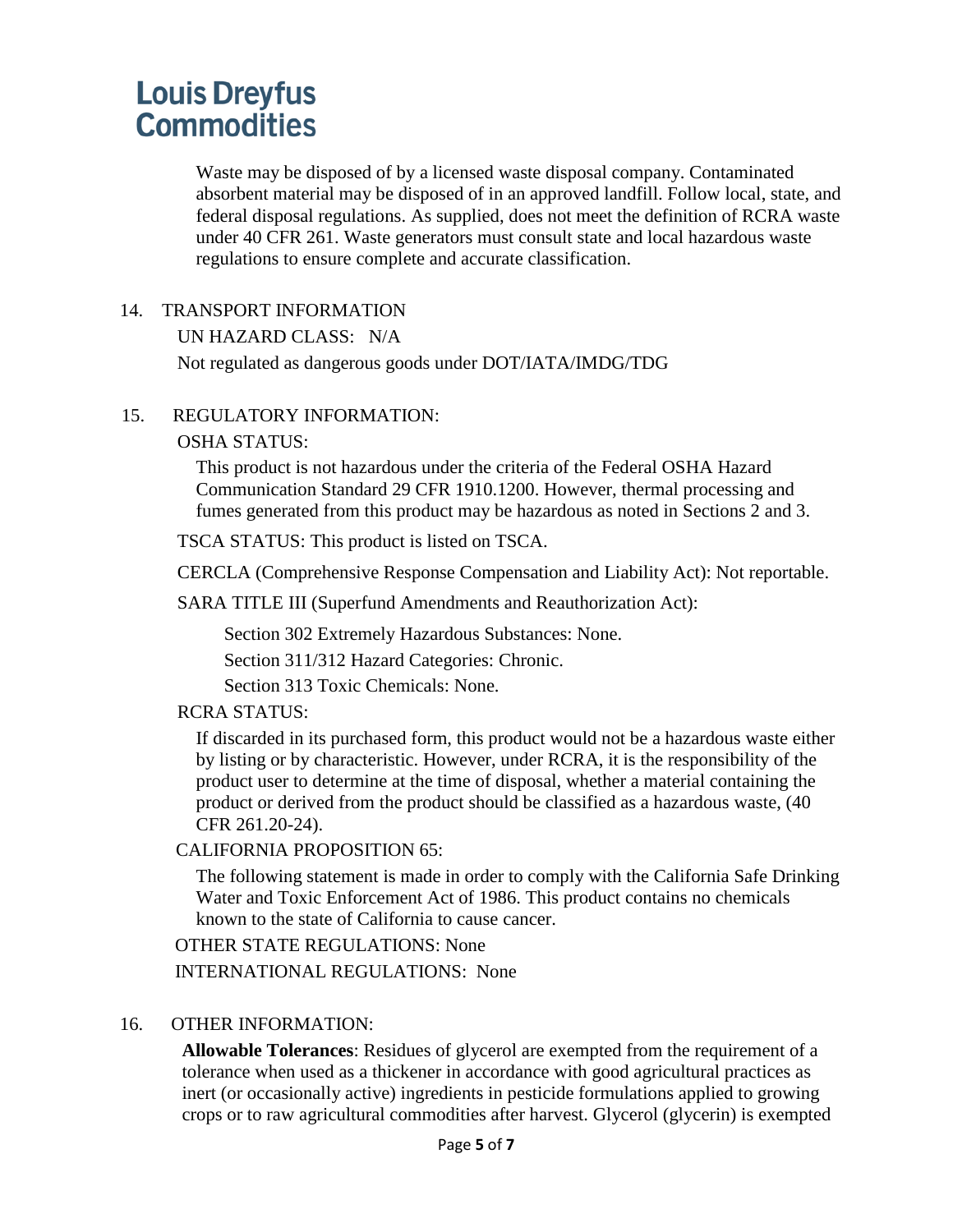Waste may be disposed of by a licensed waste disposal company. Contaminated absorbent material may be disposed of in an approved landfill. Follow local, state, and federal disposal regulations. As supplied, does not meet the definition of RCRA waste under 40 CFR 261. Waste generators must consult state and local hazardous waste regulations to ensure complete and accurate classification.

## 14. TRANSPORT INFORMATION

UN HAZARD CLASS: N/A

Not regulated as dangerous goods under DOT/IATA/IMDG/TDG

## 15. REGULATORY INFORMATION:

OSHA STATUS:

This product is not hazardous under the criteria of the Federal OSHA Hazard Communication Standard 29 CFR 1910.1200. However, thermal processing and fumes generated from this product may be hazardous as noted in Sections 2 and 3.

TSCA STATUS: This product is listed on TSCA.

CERCLA (Comprehensive Response Compensation and Liability Act): Not reportable.

SARA TITLE III (Superfund Amendments and Reauthorization Act):

Section 302 Extremely Hazardous Substances: None.

Section 311/312 Hazard Categories: Chronic.

Section 313 Toxic Chemicals: None.

RCRA STATUS:

If discarded in its purchased form, this product would not be a hazardous waste either by listing or by characteristic. However, under RCRA, it is the responsibility of the product user to determine at the time of disposal, whether a material containing the product or derived from the product should be classified as a hazardous waste, (40 CFR 261.20-24).

CALIFORNIA PROPOSITION 65:

The following statement is made in order to comply with the California Safe Drinking Water and Toxic Enforcement Act of 1986. This product contains no chemicals known to the state of California to cause cancer.

OTHER STATE REGULATIONS: None

INTERNATIONAL REGULATIONS: None

## 16. OTHER INFORMATION:

**Allowable Tolerances**: Residues of glycerol are exempted from the requirement of a tolerance when used as a thickener in accordance with good agricultural practices as inert (or occasionally active) ingredients in pesticide formulations applied to growing crops or to raw agricultural commodities after harvest. Glycerol (glycerin) is exempted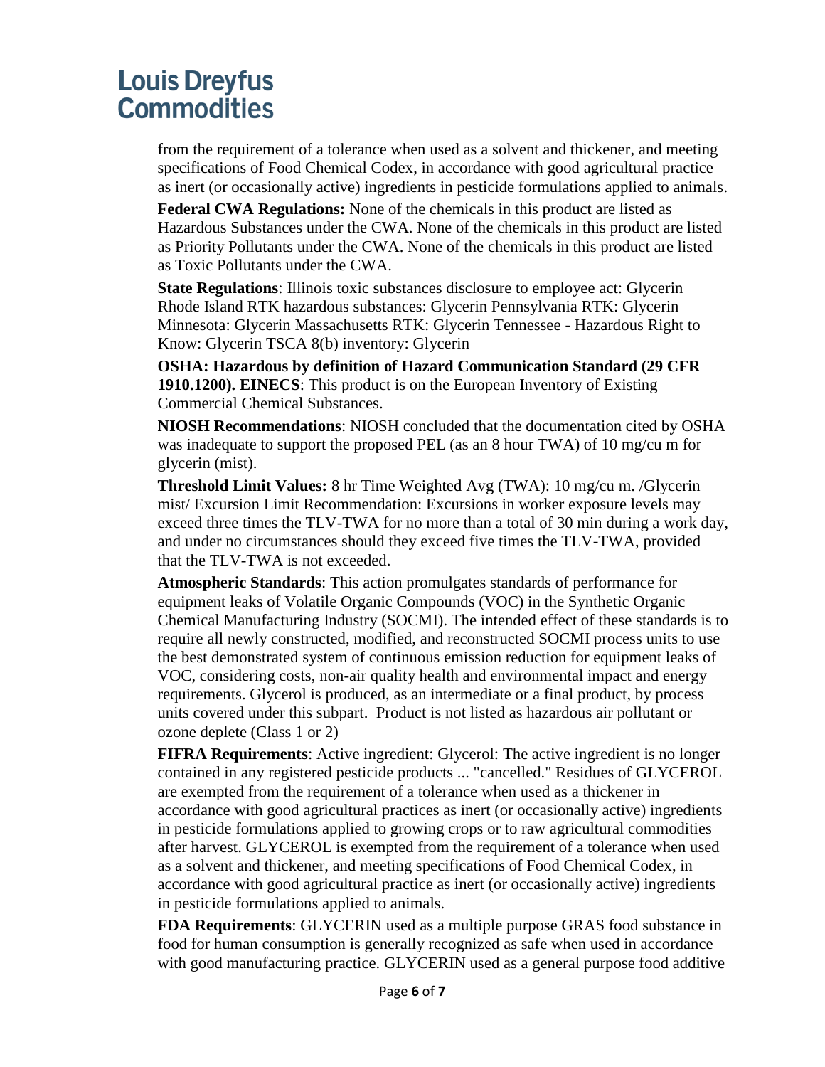from the requirement of a tolerance when used as a solvent and thickener, and meeting specifications of Food Chemical Codex, in accordance with good agricultural practice as inert (or occasionally active) ingredients in pesticide formulations applied to animals.

**Federal CWA Regulations:** None of the chemicals in this product are listed as Hazardous Substances under the CWA. None of the chemicals in this product are listed as Priority Pollutants under the CWA. None of the chemicals in this product are listed as Toxic Pollutants under the CWA.

**State Regulations**: Illinois toxic substances disclosure to employee act: Glycerin Rhode Island RTK hazardous substances: Glycerin Pennsylvania RTK: Glycerin Minnesota: Glycerin Massachusetts RTK: Glycerin Tennessee - Hazardous Right to Know: Glycerin TSCA 8(b) inventory: Glycerin

**OSHA: Hazardous by definition of Hazard Communication Standard (29 CFR 1910.1200). EINECS**: This product is on the European Inventory of Existing Commercial Chemical Substances.

**NIOSH Recommendations**: NIOSH concluded that the documentation cited by OSHA was inadequate to support the proposed PEL (as an 8 hour TWA) of 10 mg/cu m for glycerin (mist).

**Threshold Limit Values:** 8 hr Time Weighted Avg (TWA): 10 mg/cu m. /Glycerin mist/ Excursion Limit Recommendation: Excursions in worker exposure levels may exceed three times the TLV-TWA for no more than a total of 30 min during a work day, and under no circumstances should they exceed five times the TLV-TWA, provided that the TLV-TWA is not exceeded.

**Atmospheric Standards**: This action promulgates standards of performance for equipment leaks of Volatile Organic Compounds (VOC) in the Synthetic Organic Chemical Manufacturing Industry (SOCMI). The intended effect of these standards is to require all newly constructed, modified, and reconstructed SOCMI process units to use the best demonstrated system of continuous emission reduction for equipment leaks of VOC, considering costs, non-air quality health and environmental impact and energy requirements. Glycerol is produced, as an intermediate or a final product, by process units covered under this subpart. Product is not listed as hazardous air pollutant or ozone deplete (Class 1 or 2)

**FIFRA Requirements**: Active ingredient: Glycerol: The active ingredient is no longer contained in any registered pesticide products ... "cancelled." Residues of GLYCEROL are exempted from the requirement of a tolerance when used as a thickener in accordance with good agricultural practices as inert (or occasionally active) ingredients in pesticide formulations applied to growing crops or to raw agricultural commodities after harvest. GLYCEROL is exempted from the requirement of a tolerance when used as a solvent and thickener, and meeting specifications of Food Chemical Codex, in accordance with good agricultural practice as inert (or occasionally active) ingredients in pesticide formulations applied to animals.

**FDA Requirements**: GLYCERIN used as a multiple purpose GRAS food substance in food for human consumption is generally recognized as safe when used in accordance with good manufacturing practice. GLYCERIN used as a general purpose food additive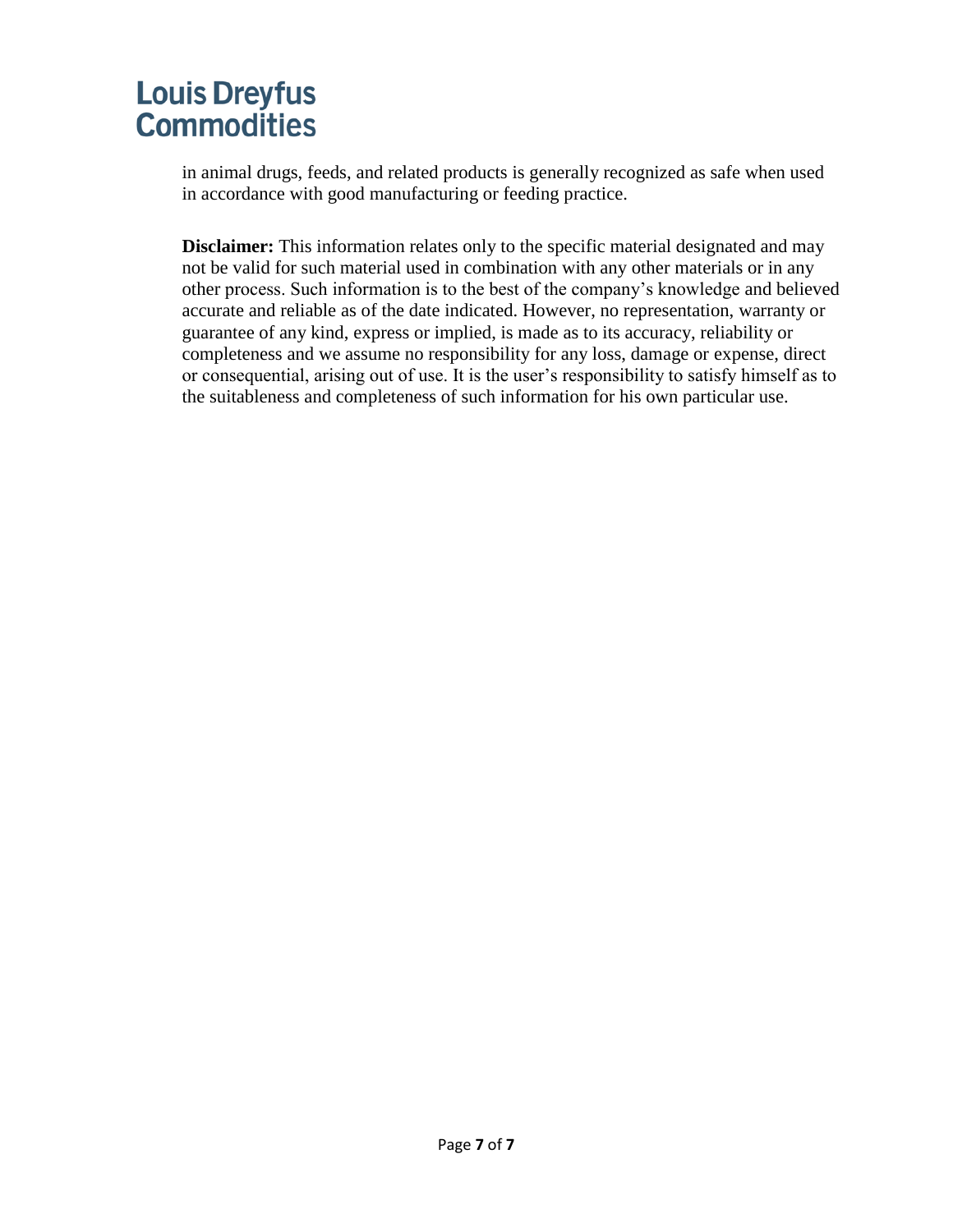in animal drugs, feeds, and related products is generally recognized as safe when used in accordance with good manufacturing or feeding practice.

**Disclaimer:** This information relates only to the specific material designated and may not be valid for such material used in combination with any other materials or in any other process. Such information is to the best of the company's knowledge and believed accurate and reliable as of the date indicated. However, no representation, warranty or guarantee of any kind, express or implied, is made as to its accuracy, reliability or completeness and we assume no responsibility for any loss, damage or expense, direct or consequential, arising out of use. It is the user's responsibility to satisfy himself as to the suitableness and completeness of such information for his own particular use.